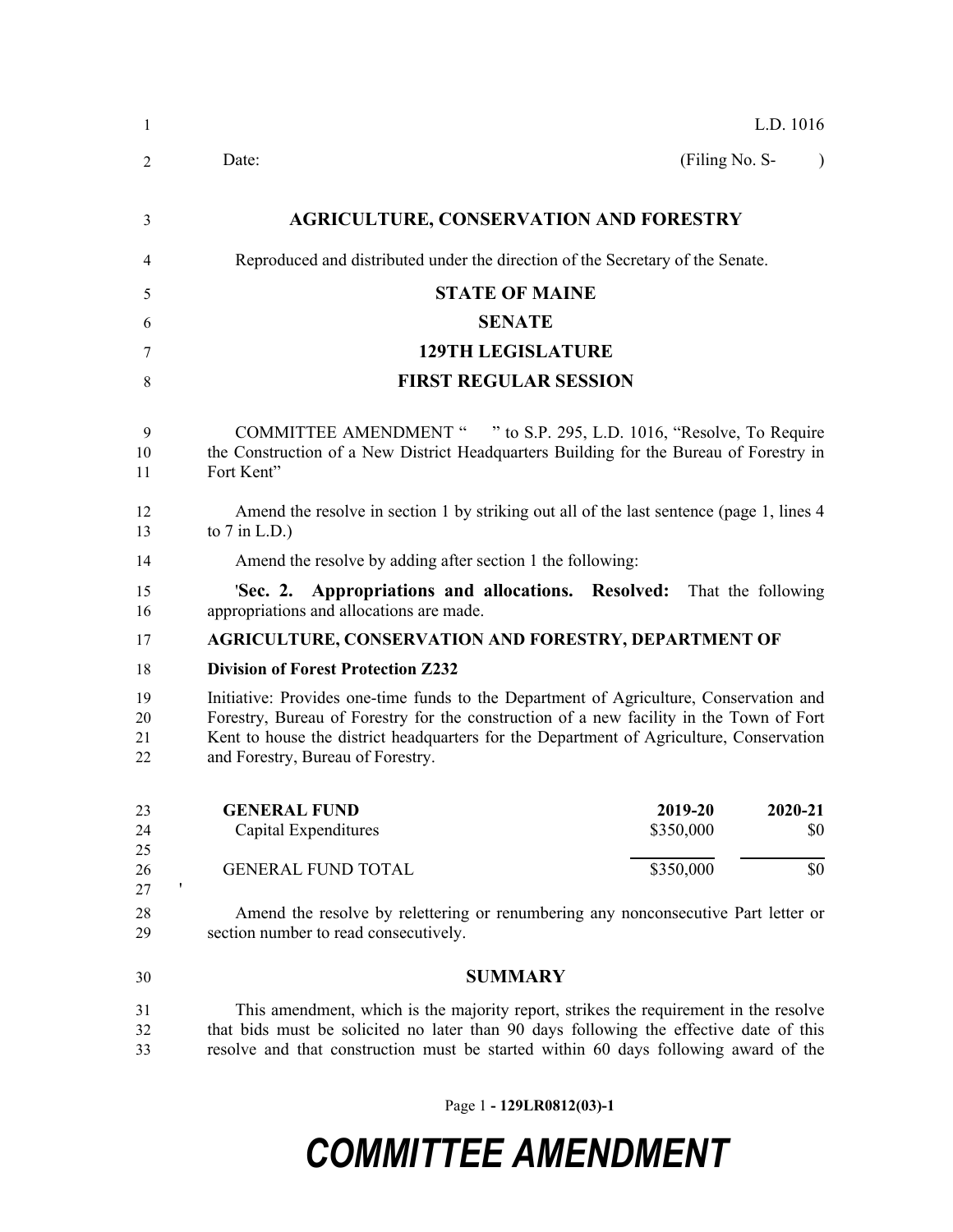L.D. 1016

Date: (Filing No. S- )

# AGRICULTURE, CONSERVATION AND FORESTRY

Reproduced and distributed under the direction of the Secretary of the Senate.

## STATE OF MAINE

## SENATE

## 129TH LEGISLATURE

## FIRST REGULAR SESSION

COMMITTEE AMENDMENT " " to S.P. 295, L.D. 1016, "Resolve, To Require the Construction of a New District Headquarters Building for the Bureau of Forestry in Fort Kent"

Amend the resolve in section 1 by striking out all of the last sentence (page 1, lines 4 to 7 in L.D.)

Amend the resolve by adding after section 1 the following:

'**Sec. 2. Appropriations and allocations. Resolved:** That the following appropriations and allocations are made.

**AGRICULTURE, CONSERVATION AND FORESTRY, DEPARTMENT OF**

**Division of Forest Protection Z232**

Initiative: Provides one-time funds to the Department of Agriculture, Conservation and Forestry, Bureau of Forestry for the construction of a new facility in the Town of Fort Kent to house the district headquarters for the Department of Agriculture, Conservation and Forestry, Bureau of Forestry.

| **GENERAL FUND** | **2019-20** | **2020-21** |
|---|---|---|
| Capital Expenditures | $350,000 | $0 |
| GENERAL FUND TOTAL | $350,000 | $0 |

'

Amend the resolve by relettering or renumbering any nonconsecutive Part letter or section number to read consecutively.

## SUMMARY

This amendment, which is the majority report, strikes the requirement in the resolve that bids must be solicited no later than 90 days following the effective date of this resolve and that construction must be started within 60 days following award of the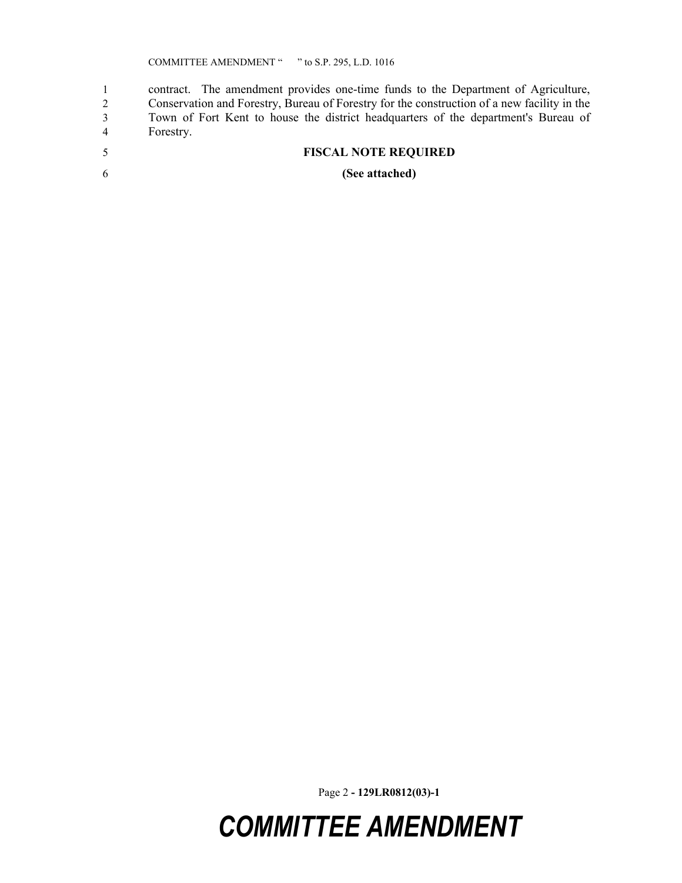contract. The amendment provides one-time funds to the Department of Agriculture, Conservation and Forestry, Bureau of Forestry for the construction of a new facility in the Town of Fort Kent to house the district headquarters of the department's Bureau of Forestry.

**FISCAL NOTE REQUIRED**

**(See attached)**